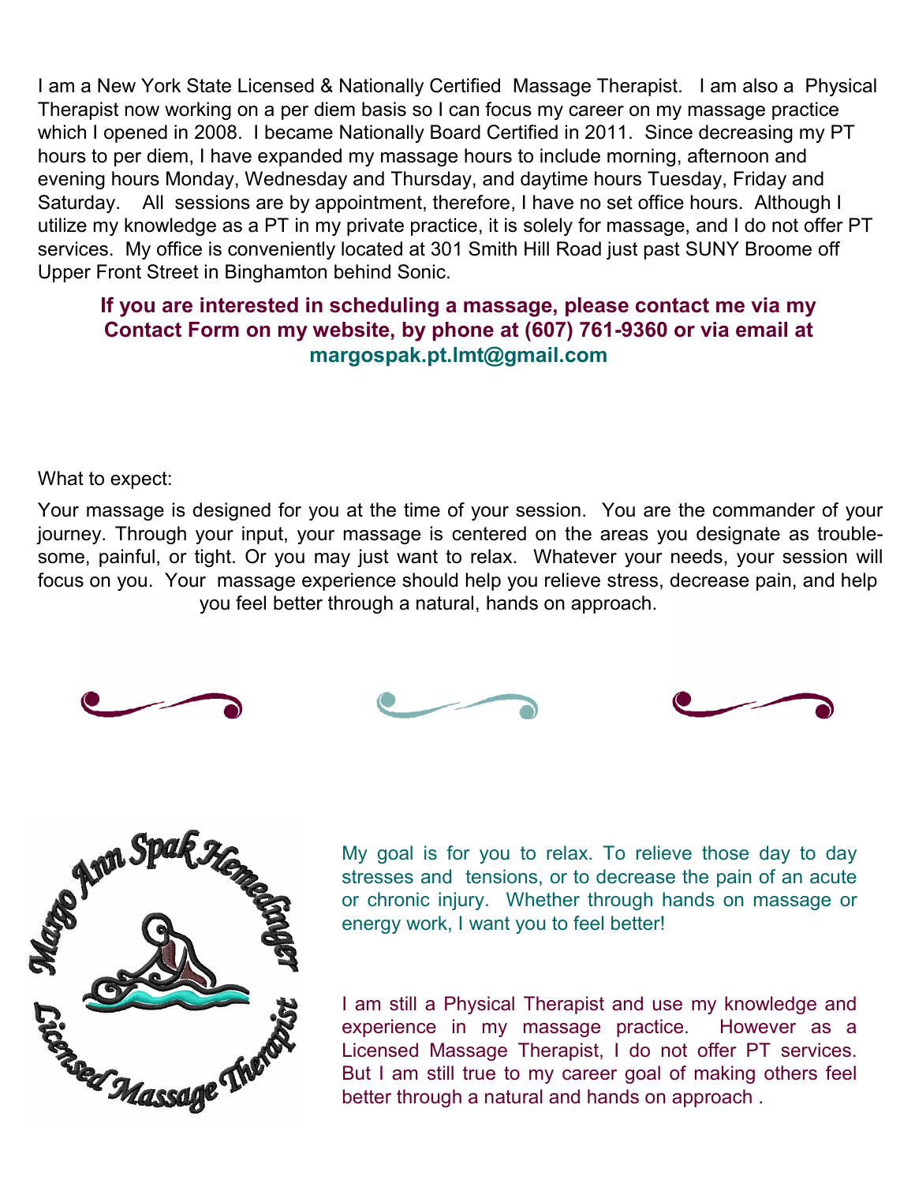I am a New York State Licensed & Nationally Certified Massage Therapist. I am also a Physical Therapist now working on a per diem basis so I can focus my career on my massage practice which I opened in 2008. I became Nationally Board Certified in 2011. Since decreasing my PT hours to per diem, I have expanded my massage hours to include morning, afternoon and evening hours Monday, Wednesday and Thursday, and daytime hours Tuesday, Friday and Saturday. All sessions are by appointment, therefore, I have no set office hours. Although I utilize my knowledge as a PT in my private practice, it is solely for massage, and I do not offer PT services. My office is conveniently located at 301 Smith Hill Road just past SUNY Broome off Upper Front Street in Binghamton behind Sonic.

**If you are interested in scheduling a massage, please contact me via my Contact Form on my website, by phone at (607) 761-9360 or via email at margospak.pt.lmt@gmail.com**

What to expect:

Your massage is designed for you at the time of your session. You are the commander of your journey. Through your input, your massage is centered on the areas you designate as troublesome, painful, or tight. Or you may just want to relax. Whatever your needs, your session will focus on you. Your massage experience should help you relieve stress, decrease pain, and help you feel better through a natural, hands on approach.

Margo Ann Spak Hemedinger

Licensed Massage Therapist

My goal is for you to relax. To relieve those day to day stresses and tensions, or to decrease the pain of an acute or chronic injury. Whether through hands on massage or energy work, I want you to feel better!

I am still a Physical Therapist and use my knowledge and experience in my massage practice. However as a Licensed Massage Therapist, I do not offer PT services. But I am still true to my career goal of making others feel better through a natural and hands on approach .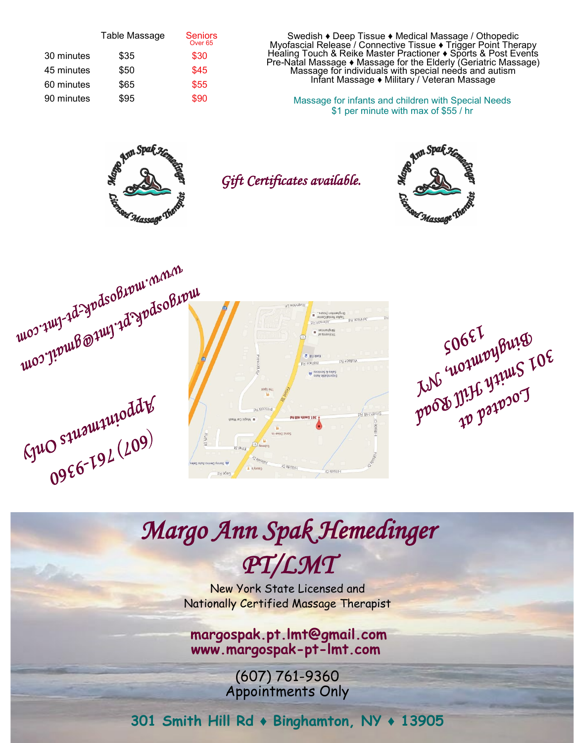| | Table Massage | Seniors Over 65 |
|---|---|---|
| 30 minutes | $35 | $30 |
| 45 minutes | $50 | $45 |
| 60 minutes | $65 | $55 |
| 90 minutes | $95 | $90 |

Swedish ♦ Deep Tissue ♦ Medical Massage / Othopedic
Myofascial Release / Connective Tissue ♦ Trigger Point Therapy
Healing Touch & Reike Master Practioner ♦ Sports & Post Events
Pre-Natal Massage ♦ Massage for the Elderly (Geriatric Massage)
Massage for individuals with special needs and autism
Infant Massage ♦ Military / Veteran Massage

Massage for infants and children with Special Needs
$1 per minute with max of $55 / hr

Margo Ann Spak Hemedinger
Licensed Massage Therapist

*Gift Certificates available.*

Margo Ann Spak Hemedinger
Licensed Massage Therapist

www.margospak-pt-lmt.com
margospak.pt.lmt@gmail.com

Appointments Only
(607) 761-9360

Located at
301 Smith Hill Road
Binghamton, NY
13905

# *Margo Ann Spak Hemedinger*

# *PT/LMT*

New York State Licensed and
Nationally Certified Massage Therapist

**margospak.pt.lmt@gmail.com**
**www.margospak-pt-lmt.com**

(607) 761-9360
Appointments Only

**301 Smith Hill Rd ♦ Binghamton, NY ♦ 13905**